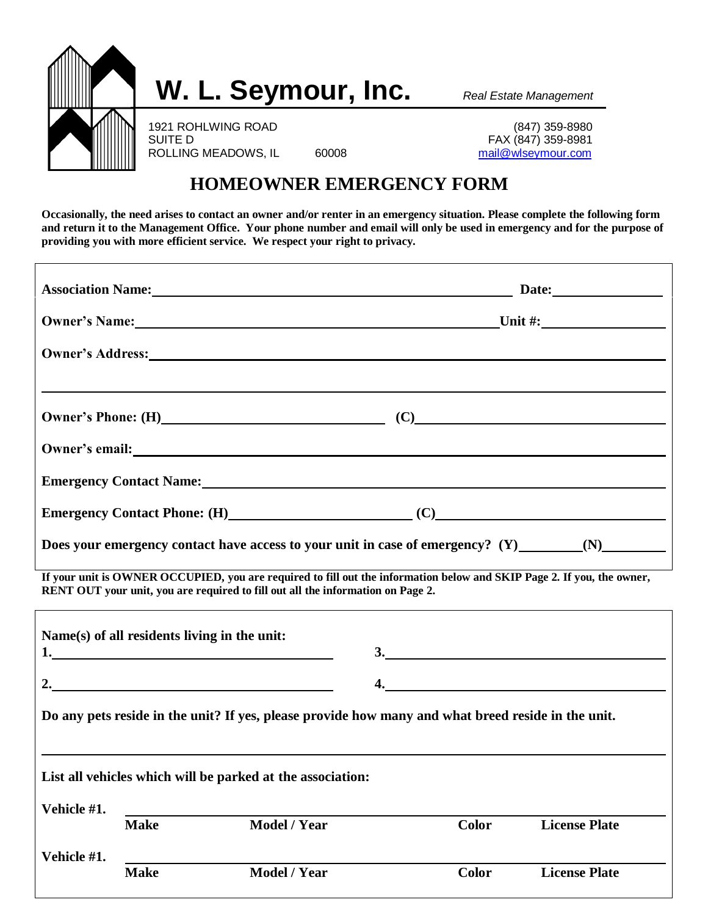# W. L. Seymour, Inc.

*Real Estate Management*

1921 ROHLWING ROAD
SUITE D
ROLLING MEADOWS, IL 60008

(847) 359-8980
FAX (847) 359-8981
mail@wlseymour.com

## HOMEOWNER EMERGENCY FORM

**Occasionally, the need arises to contact an owner and/or renter in an emergency situation. Please complete the following form and return it to the Management Office. Your phone number and email will only be used in emergency and for the purpose of providing you with more efficient service. We respect your right to privacy.**

**Association Name:** ______________________________ **Date:** ______________

**Owner's Name:** ______________________________ **Unit #:** ______________

**Owner's Address:** ______________________________________________

______________________________________________

**Owner's Phone: (H)** ______________________ **(C)** ______________________

**Owner's email:** ______________________________________________

**Emergency Contact Name:** ______________________________________________

**Emergency Contact Phone: (H)** ______________________ **(C)** ______________________

**Does your emergency contact have access to your unit in case of emergency? (Y)** ________ **(N)** ________

**If your unit is OWNER OCCUPIED, you are required to fill out the information below and SKIP Page 2. If you, the owner, RENT OUT your unit, you are required to fill out all the information on Page 2.**

**Name(s) of all residents living in the unit:**

**1.** ______________________ **3.** ______________________

**2.** ______________________ **4.** ______________________

**Do any pets reside in the unit? If yes, please provide how many and what breed reside in the unit.**

______________________________________________

**List all vehicles which will be parked at the association:**

| | Make | Model / Year | Color | License Plate |
|---|---|---|---|---|
| **Vehicle #1.** | | | | |
| **Vehicle #1.** | | | | |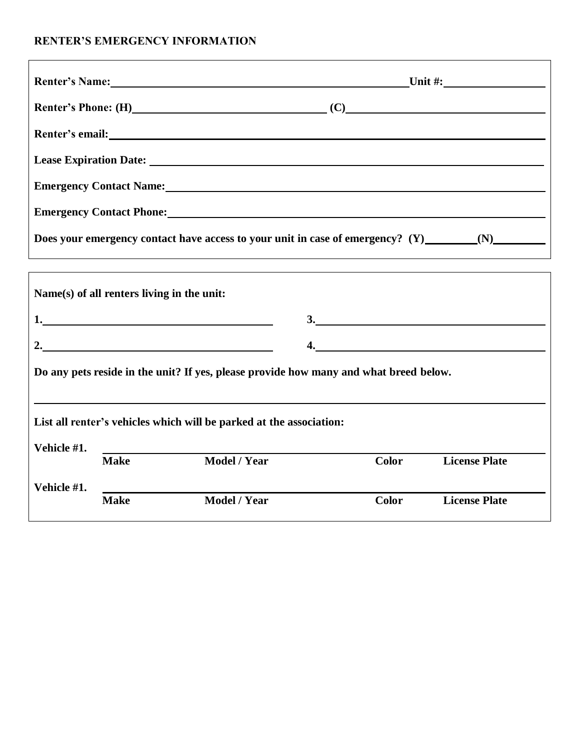**RENTER'S EMERGENCY INFORMATION**

**Renter's Name:** ______________________________ **Unit #:** ____________

**Renter's Phone: (H)** ____________________ **(C)** ____________________

**Renter's email:** ______________________________

**Lease Expiration Date:** ______________________________

**Emergency Contact Name:** ______________________________

**Emergency Contact Phone:** ______________________________

**Does your emergency contact have access to your unit in case of emergency? (Y)** ________ **(N)** ________

---

**Name(s) of all renters living in the unit:**

**1.** ____________________ **3.** ____________________

**2.** ____________________ **4.** ____________________

**Do any pets reside in the unit? If yes, please provide how many and what breed below.**

______________________________

**List all renter's vehicles which will be parked at the association:**

**Vehicle #1.** ______________________________

**Make** **Model / Year** **Color** **License Plate**

**Vehicle #1.** ______________________________

**Make** **Model / Year** **Color** **License Plate**